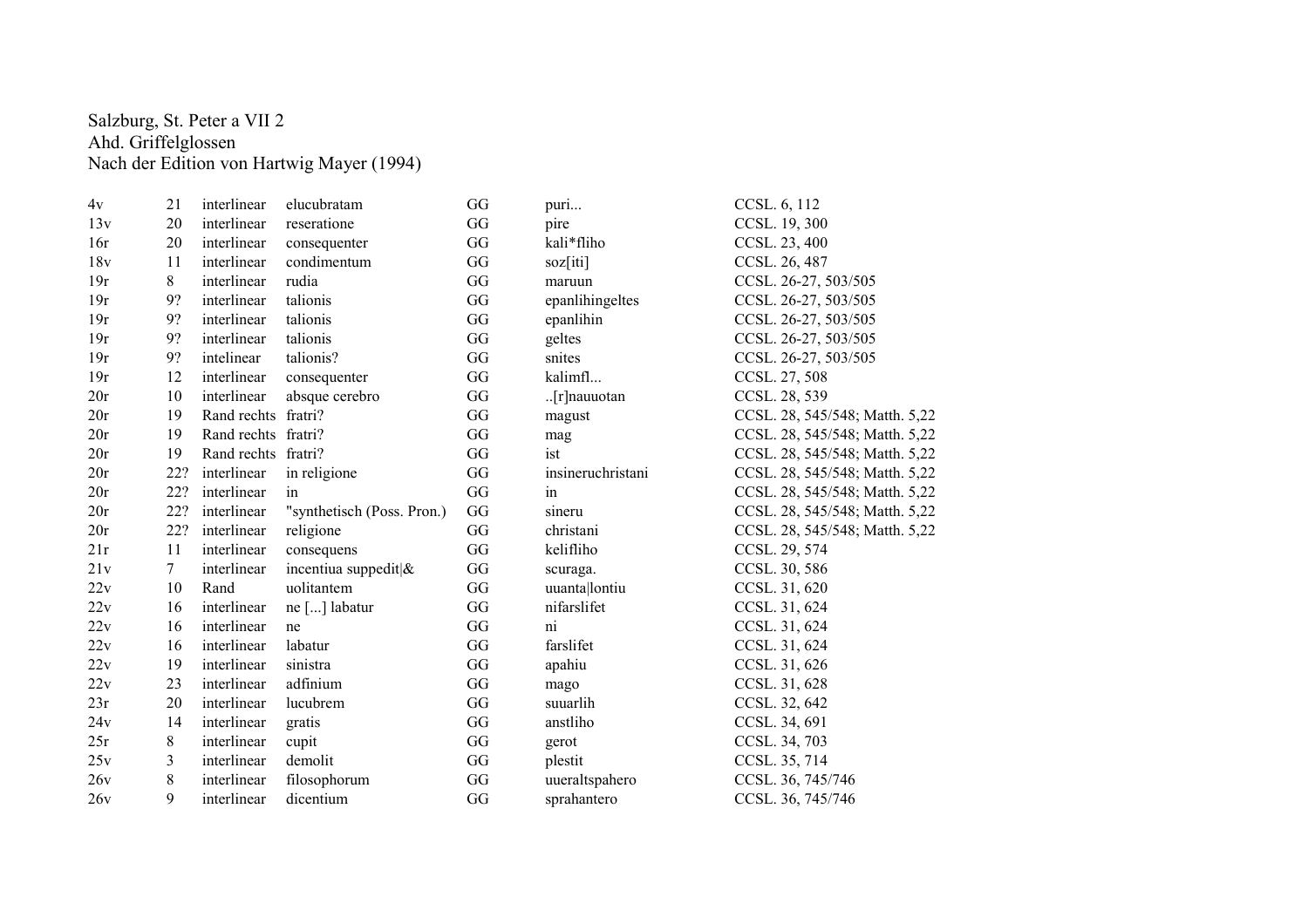Salzburg, St. Peter a VII 2
Ahd. Griffelglossen
Nach der Edition von Hartwig Mayer (1994)

| | | | | | | |
|---|---|---|---|---|---|---|
| 4v | 21 | interlinear | elucubratam | GG | puri... | CCSL. 6, 112 |
| 13v | 20 | interlinear | reseratione | GG | pire | CCSL. 19, 300 |
| 16r | 20 | interlinear | consequenter | GG | kali*fliho | CCSL. 23, 400 |
| 18v | 11 | interlinear | condimentum | GG | soz[iti] | CCSL. 26, 487 |
| 19r | 8 | interlinear | rudia | GG | maruun | CCSL. 26-27, 503/505 |
| 19r | 9? | interlinear | talionis | GG | epanlihingeltes | CCSL. 26-27, 503/505 |
| 19r | 9? | interlinear | talionis | GG | epanlihin | CCSL. 26-27, 503/505 |
| 19r | 9? | interlinear | talionis | GG | geltes | CCSL. 26-27, 503/505 |
| 19r | 9? | intelinear | talionis? | GG | snites | CCSL. 26-27, 503/505 |
| 19r | 12 | interlinear | consequenter | GG | kalimfl... | CCSL. 27, 508 |
| 20r | 10 | interlinear | absque cerebro | GG | ..[r]nauuotan | CCSL. 28, 539 |
| 20r | 19 | Rand rechts | fratri? | GG | magust | CCSL. 28, 545/548; Matth. 5,22 |
| 20r | 19 | Rand rechts | fratri? | GG | mag | CCSL. 28, 545/548; Matth. 5,22 |
| 20r | 19 | Rand rechts | fratri? | GG | ist | CCSL. 28, 545/548; Matth. 5,22 |
| 20r | 22? | interlinear | in religione | GG | insineruchristani | CCSL. 28, 545/548; Matth. 5,22 |
| 20r | 22? | interlinear | in | GG | in | CCSL. 28, 545/548; Matth. 5,22 |
| 20r | 22? | interlinear | "synthetisch (Poss. Pron.) | GG | sineru | CCSL. 28, 545/548; Matth. 5,22 |
| 20r | 22? | interlinear | religione | GG | christani | CCSL. 28, 545/548; Matth. 5,22 |
| 21r | 11 | interlinear | consequens | GG | kelifliho | CCSL. 29, 574 |
| 21v | 7 | interlinear | incentiua suppedit\|& | GG | scuraga. | CCSL. 30, 586 |
| 22v | 10 | Rand | uolitantem | GG | uuanta\|lontiu | CCSL. 31, 620 |
| 22v | 16 | interlinear | ne [...] labatur | GG | nifarslifet | CCSL. 31, 624 |
| 22v | 16 | interlinear | ne | GG | ni | CCSL. 31, 624 |
| 22v | 16 | interlinear | labatur | GG | farslifet | CCSL. 31, 624 |
| 22v | 19 | interlinear | sinistra | GG | apahiu | CCSL. 31, 626 |
| 22v | 23 | interlinear | adfinium | GG | mago | CCSL. 31, 628 |
| 23r | 20 | interlinear | lucubrem | GG | suuarlih | CCSL. 32, 642 |
| 24v | 14 | interlinear | gratis | GG | anstliho | CCSL. 34, 691 |
| 25r | 8 | interlinear | cupit | GG | gerot | CCSL. 34, 703 |
| 25v | 3 | interlinear | demolit | GG | plestit | CCSL. 35, 714 |
| 26v | 8 | interlinear | filosophorum | GG | uueraltspahero | CCSL. 36, 745/746 |
| 26v | 9 | interlinear | dicentium | GG | sprahantero | CCSL. 36, 745/746 |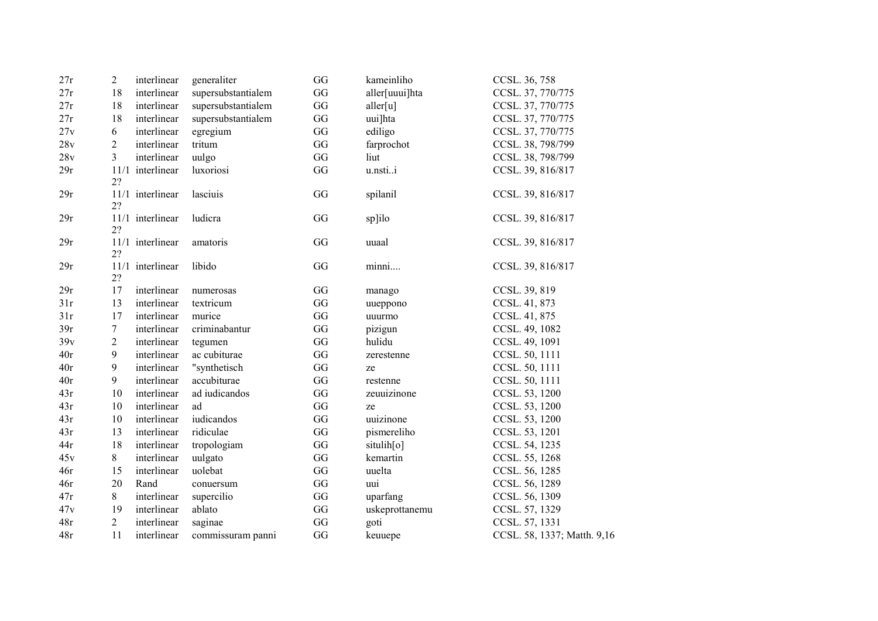| | | | | | | |
|---|---|---|---|---|---|---|
| 27r | 2 | interlinear | generaliter | GG | kameinliho | CCSL. 36, 758 |
| 27r | 18 | interlinear | supersubstantialem | GG | aller[uuui]hta | CCSL. 37, 770/775 |
| 27r | 18 | interlinear | supersubstantialem | GG | aller[u] | CCSL. 37, 770/775 |
| 27r | 18 | interlinear | supersubstantialem | GG | uui]hta | CCSL. 37, 770/775 |
| 27v | 6 | interlinear | egregium | GG | ediligo | CCSL. 37, 770/775 |
| 28v | 2 | interlinear | tritum | GG | farprochot | CCSL. 38, 798/799 |
| 28v | 3 | interlinear | uulgo | GG | liut | CCSL. 38, 798/799 |
| 29r | 11/12? | interlinear | luxoriosi | GG | u.nsti..i | CCSL. 39, 816/817 |
| 29r | 11/12? | interlinear | lasciuis | GG | spilanil | CCSL. 39, 816/817 |
| 29r | 11/12? | interlinear | ludicra | GG | sp]ilo | CCSL. 39, 816/817 |
| 29r | 11/12? | interlinear | amatoris | GG | uuaal | CCSL. 39, 816/817 |
| 29r | 11/12? | interlinear | libido | GG | minni.... | CCSL. 39, 816/817 |
| 29r | 17 | interlinear | numerosas | GG | manago | CCSL. 39, 819 |
| 31r | 13 | interlinear | textricum | GG | uueppono | CCSL. 41, 873 |
| 31r | 17 | interlinear | murice | GG | uuurmo | CCSL. 41, 875 |
| 39r | 7 | interlinear | criminabantur | GG | pizigun | CCSL. 49, 1082 |
| 39v | 2 | interlinear | tegumen | GG | hulidu | CCSL. 49, 1091 |
| 40r | 9 | interlinear | ac cubiturae | GG | zerestenne | CCSL. 50, 1111 |
| 40r | 9 | interlinear | "synthetisch | GG | ze | CCSL. 50, 1111 |
| 40r | 9 | interlinear | accubiturae | GG | restenne | CCSL. 50, 1111 |
| 43r | 10 | interlinear | ad iudicandos | GG | zeuuizinone | CCSL. 53, 1200 |
| 43r | 10 | interlinear | ad | GG | ze | CCSL. 53, 1200 |
| 43r | 10 | interlinear | iudicandos | GG | uuizinone | CCSL. 53, 1200 |
| 43r | 13 | interlinear | ridiculae | GG | pismereliho | CCSL. 53, 1201 |
| 44r | 18 | interlinear | tropologiam | GG | situlih[o] | CCSL. 54, 1235 |
| 45v | 8 | interlinear | uulgato | GG | kemartin | CCSL. 55, 1268 |
| 46r | 15 | interlinear | uolebat | GG | uuelta | CCSL. 56, 1285 |
| 46r | 20 | Rand | conuersum | GG | uui | CCSL. 56, 1289 |
| 47r | 8 | interlinear | supercilio | GG | uparfang | CCSL. 56, 1309 |
| 47v | 19 | interlinear | ablato | GG | uskeprottanemu | CCSL. 57, 1329 |
| 48r | 2 | interlinear | saginae | GG | goti | CCSL. 57, 1331 |
| 48r | 11 | interlinear | commissuram panni | GG | keuuepe | CCSL. 58, 1337; Matth. 9,16 |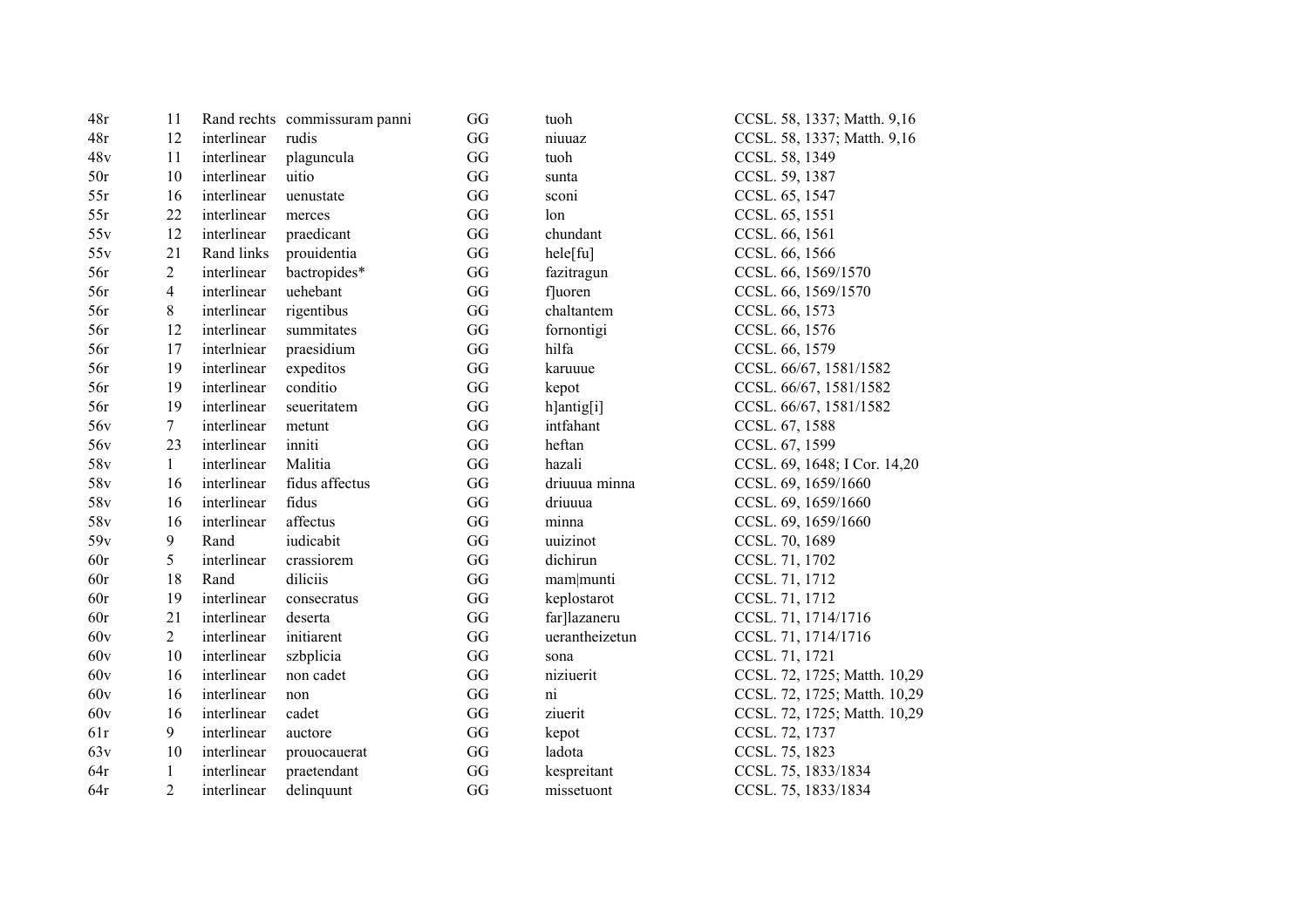| | | | | | | |
|---|---|---|---|---|---|---|
| 48r | 11 | Rand rechts | commissuram panni | GG | tuoh | CCSL. 58, 1337; Matth. 9,16 |
| 48r | 12 | interlinear | rudis | GG | niuuaz | CCSL. 58, 1337; Matth. 9,16 |
| 48v | 11 | interlinear | plaguncula | GG | tuoh | CCSL. 58, 1349 |
| 50r | 10 | interlinear | uitio | GG | sunta | CCSL. 59, 1387 |
| 55r | 16 | interlinear | uenustate | GG | sconi | CCSL. 65, 1547 |
| 55r | 22 | interlinear | merces | GG | lon | CCSL. 65, 1551 |
| 55v | 12 | interlinear | praedicant | GG | chundant | CCSL. 66, 1561 |
| 55v | 21 | Rand links | prouidentia | GG | hele[fu] | CCSL. 66, 1566 |
| 56r | 2 | interlinear | bactropides* | GG | fazitragun | CCSL. 66, 1569/1570 |
| 56r | 4 | interlinear | uehebant | GG | f]uoren | CCSL. 66, 1569/1570 |
| 56r | 8 | interlinear | rigentibus | GG | chaltantem | CCSL. 66, 1573 |
| 56r | 12 | interlinear | summitates | GG | fornontigi | CCSL. 66, 1576 |
| 56r | 17 | interlniear | praesidium | GG | hilfa | CCSL. 66, 1579 |
| 56r | 19 | interlinear | expeditos | GG | karuuue | CCSL. 66/67, 1581/1582 |
| 56r | 19 | interlinear | conditio | GG | kepot | CCSL. 66/67, 1581/1582 |
| 56r | 19 | interlinear | seueritatem | GG | h]antig[i] | CCSL. 66/67, 1581/1582 |
| 56v | 7 | interlinear | metunt | GG | intfahant | CCSL. 67, 1588 |
| 56v | 23 | interlinear | inniti | GG | heftan | CCSL. 67, 1599 |
| 58v | 1 | interlinear | Malitia | GG | hazali | CCSL. 69, 1648; I Cor. 14,20 |
| 58v | 16 | interlinear | fidus affectus | GG | driuuua minna | CCSL. 69, 1659/1660 |
| 58v | 16 | interlinear | fidus | GG | driuuua | CCSL. 69, 1659/1660 |
| 58v | 16 | interlinear | affectus | GG | minna | CCSL. 69, 1659/1660 |
| 59v | 9 | Rand | iudicabit | GG | uuizinot | CCSL. 70, 1689 |
| 60r | 5 | interlinear | crassiorem | GG | dichirun | CCSL. 71, 1702 |
| 60r | 18 | Rand | diliciis | GG | mam\|munti | CCSL. 71, 1712 |
| 60r | 19 | interlinear | consecratus | GG | keplostarot | CCSL. 71, 1712 |
| 60r | 21 | interlinear | deserta | GG | far]lazaneru | CCSL. 71, 1714/1716 |
| 60v | 2 | interlinear | initiarent | GG | uerantheizetun | CCSL. 71, 1714/1716 |
| 60v | 10 | interlinear | szbplicia | GG | sona | CCSL. 71, 1721 |
| 60v | 16 | interlinear | non cadet | GG | niziuerit | CCSL. 72, 1725; Matth. 10,29 |
| 60v | 16 | interlinear | non | GG | ni | CCSL. 72, 1725; Matth. 10,29 |
| 60v | 16 | interlinear | cadet | GG | ziuerit | CCSL. 72, 1725; Matth. 10,29 |
| 61r | 9 | interlinear | auctore | GG | kepot | CCSL. 72, 1737 |
| 63v | 10 | interlinear | prouocauerat | GG | ladota | CCSL. 75, 1823 |
| 64r | 1 | interlinear | praetendant | GG | kespreitant | CCSL. 75, 1833/1834 |
| 64r | 2 | interlinear | delinquunt | GG | missetuont | CCSL. 75, 1833/1834 |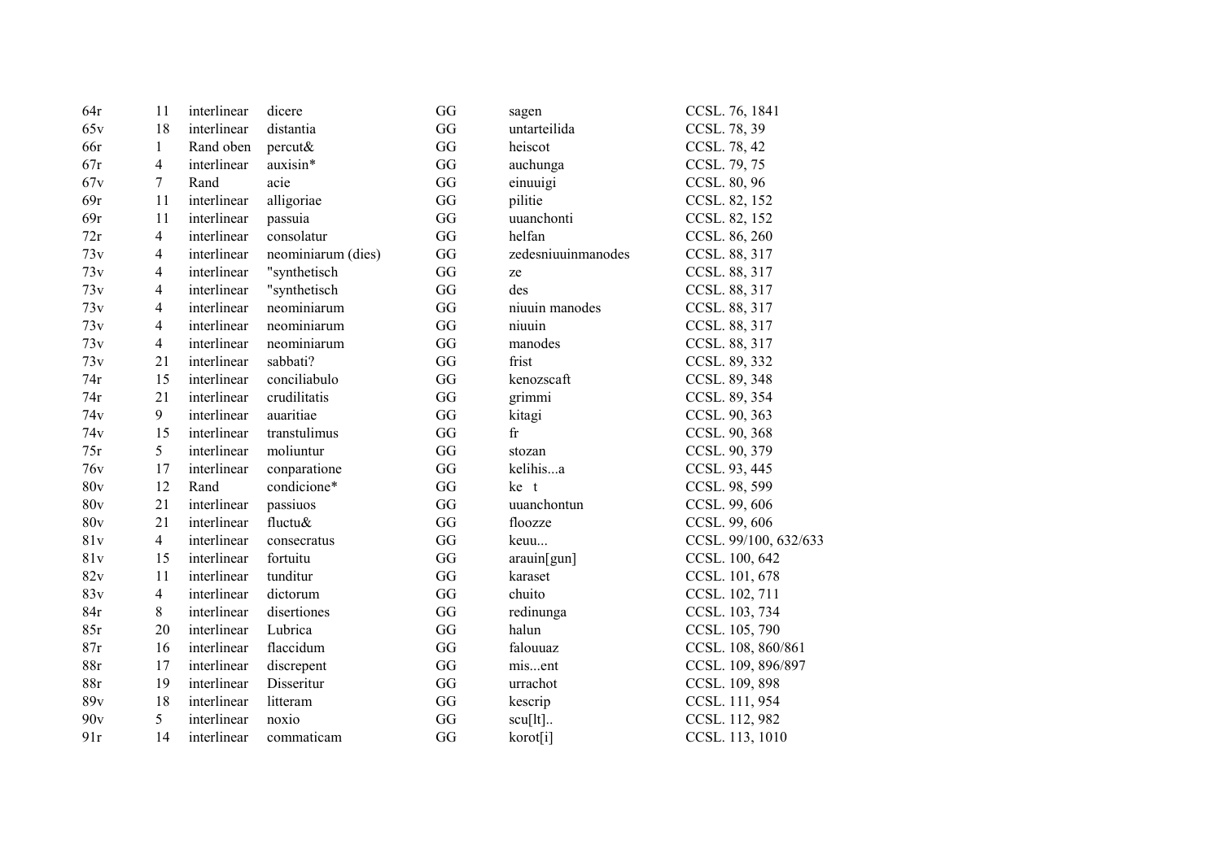| | | | | | | |
|---|---|---|---|---|---|---|
| 64r | 11 | interlinear | dicere | GG | sagen | CCSL. 76, 1841 |
| 65v | 18 | interlinear | distantia | GG | untarteilida | CCSL. 78, 39 |
| 66r | 1 | Rand oben | percut& | GG | heiscot | CCSL. 78, 42 |
| 67r | 4 | interlinear | auxisin* | GG | auchunga | CCSL. 79, 75 |
| 67v | 7 | Rand | acie | GG | einuuigi | CCSL. 80, 96 |
| 69r | 11 | interlinear | alligoriae | GG | pilitie | CCSL. 82, 152 |
| 69r | 11 | interlinear | passuia | GG | uuanchonti | CCSL. 82, 152 |
| 72r | 4 | interlinear | consolatur | GG | helfan | CCSL. 86, 260 |
| 73v | 4 | interlinear | neominiarum (dies) | GG | zedesniuuinmanodes | CCSL. 88, 317 |
| 73v | 4 | interlinear | "synthetisch | GG | ze | CCSL. 88, 317 |
| 73v | 4 | interlinear | "synthetisch | GG | des | CCSL. 88, 317 |
| 73v | 4 | interlinear | neominiarum | GG | niuuin manodes | CCSL. 88, 317 |
| 73v | 4 | interlinear | neominiarum | GG | niuuin | CCSL. 88, 317 |
| 73v | 4 | interlinear | neominiarum | GG | manodes | CCSL. 88, 317 |
| 73v | 21 | interlinear | sabbati? | GG | frist | CCSL. 89, 332 |
| 74r | 15 | interlinear | conciliabulo | GG | kenozscaft | CCSL. 89, 348 |
| 74r | 21 | interlinear | crudilitatis | GG | grimmi | CCSL. 89, 354 |
| 74v | 9 | interlinear | auaritiae | GG | kitagi | CCSL. 90, 363 |
| 74v | 15 | interlinear | transtulimus | GG | fr | CCSL. 90, 368 |
| 75r | 5 | interlinear | moliuntur | GG | stozan | CCSL. 90, 379 |
| 76v | 17 | interlinear | conparatione | GG | kelihis...a | CCSL. 93, 445 |
| 80v | 12 | Rand | condicione* | GG | ke t | CCSL. 98, 599 |
| 80v | 21 | interlinear | passiuos | GG | uuanchontun | CCSL. 99, 606 |
| 80v | 21 | interlinear | fluctu& | GG | floozze | CCSL. 99, 606 |
| 81v | 4 | interlinear | consecratus | GG | keuu... | CCSL. 99/100, 632/633 |
| 81v | 15 | interlinear | fortuitu | GG | arauin[gun] | CCSL. 100, 642 |
| 82v | 11 | interlinear | tunditur | GG | karaset | CCSL. 101, 678 |
| 83v | 4 | interlinear | dictorum | GG | chuito | CCSL. 102, 711 |
| 84r | 8 | interlinear | disertiones | GG | redinunga | CCSL. 103, 734 |
| 85r | 20 | interlinear | Lubrica | GG | halun | CCSL. 105, 790 |
| 87r | 16 | interlinear | flaccidum | GG | falouuaz | CCSL. 108, 860/861 |
| 88r | 17 | interlinear | discrepent | GG | mis...ent | CCSL. 109, 896/897 |
| 88r | 19 | interlinear | Disseritur | GG | urrachot | CCSL. 109, 898 |
| 89v | 18 | interlinear | litteram | GG | kescrip | CCSL. 111, 954 |
| 90v | 5 | interlinear | noxio | GG | scu[lt].. | CCSL. 112, 982 |
| 91r | 14 | interlinear | commaticam | GG | korot[i] | CCSL. 113, 1010 |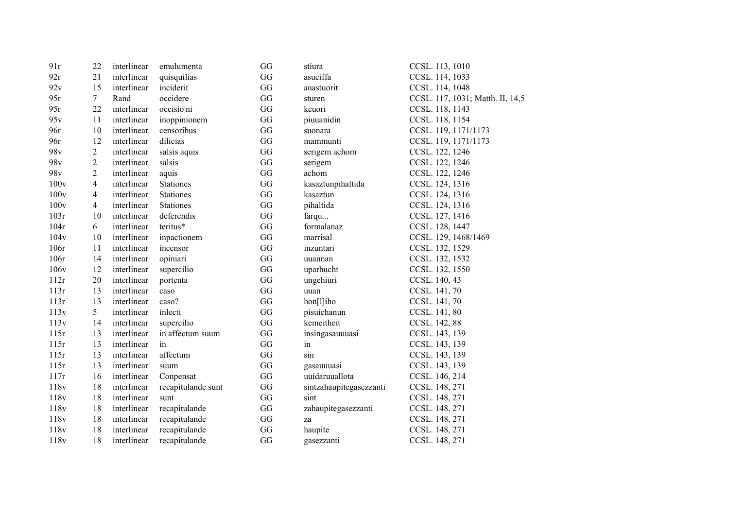| | | | | | | |
|---|---|---|---|---|---|---|
| 91r | 22 | interlinear | emulumenta | GG | stiura | CCSL. 113, 1010 |
| 92r | 21 | interlinear | quisquilias | GG | asueiffa | CCSL. 114, 1033 |
| 92v | 15 | interlinear | inciderit | GG | anastuorit | CCSL. 114, 1048 |
| 95r | 7 | Rand | occidere | GG | sturen | CCSL. 117, 1031; Matth. II, 14,5 |
| 95r | 22 | interlinear | occisio\|ni | GG | keuori | CCSL. 118, 1143 |
| 95v | 11 | interlinear | inoppinionem | GG | piuuanidin | CCSL. 118, 1154 |
| 96r | 10 | interlinear | censoribus | GG | suonara | CCSL. 119, 1171/1173 |
| 96r | 12 | interlinear | dilicias | GG | mammunti | CCSL. 119, 1171/1173 |
| 98v | 2 | interlinear | salsis aquis | GG | serigem achom | CCSL. 122, 1246 |
| 98v | 2 | interlinear | salsis | GG | serigem | CCSL. 122, 1246 |
| 98v | 2 | interlinear | aquis | GG | achom | CCSL. 122, 1246 |
| 100v | 4 | interlinear | Stationes | GG | kasaztunpihaltida | CCSL. 124, 1316 |
| 100v | 4 | interlinear | Stationes | GG | kasaztun | CCSL. 124, 1316 |
| 100v | 4 | interlinear | Stationes | GG | pihaltida | CCSL. 124, 1316 |
| 103r | 10 | interlinear | deferendis | GG | farqu... | CCSL. 127, 1416 |
| 104r | 6 | interlinear | teritus* | GG | formalanaz | CCSL. 128, 1447 |
| 104v | 10 | interlinear | inpactionem | GG | marrisal | CCSL. 129, 1468/1469 |
| 106r | 11 | interlinear | incensor | GG | inzuntari | CCSL. 132, 1529 |
| 106r | 14 | interlinear | opiniari | GG | uuannan | CCSL. 132, 1532 |
| 106v | 12 | interlinear | supercilio | GG | uparhucht | CCSL. 132, 1550 |
| 112r | 20 | interlinear | portenta | GG | ungehiuri | CCSL. 140, 43 |
| 113r | 13 | interlinear | caso | GG | uuan | CCSL. 141, 70 |
| 113r | 13 | interlinear | caso? | GG | hon[l]iho | CCSL. 141, 70 |
| 113v | 5 | interlinear | inlecti | GG | pisuichanun | CCSL. 141, 80 |
| 113v | 14 | interlinear | supercilio | GG | kemeitheit | CCSL. 142, 88 |
| 115r | 13 | interlinear | in affectum suum | GG | insingasauuuasi | CCSL. 143, 139 |
| 115r | 13 | interlinear | in | GG | in | CCSL. 143, 139 |
| 115r | 13 | interlinear | affectum | GG | sin | CCSL. 143, 139 |
| 115r | 13 | interlinear | suum | GG | gasauuuasi | CCSL. 143, 139 |
| 117r | 16 | interlinear | Conpensat | GG | uuidaruuallota | CCSL. 146, 214 |
| 118v | 18 | interlinear | recapitulande sunt | GG | sintzahaupitegasezzanti | CCSL. 148, 271 |
| 118v | 18 | interlinear | sunt | GG | sint | CCSL. 148, 271 |
| 118v | 18 | interlinear | recapitulande | GG | zahaupitegasezzanti | CCSL. 148, 271 |
| 118v | 18 | interlinear | recapitulande | GG | za | CCSL. 148, 271 |
| 118v | 18 | interlinear | recapitulande | GG | haupite | CCSL. 148, 271 |
| 118v | 18 | interlinear | recapitulande | GG | gasezzanti | CCSL. 148, 271 |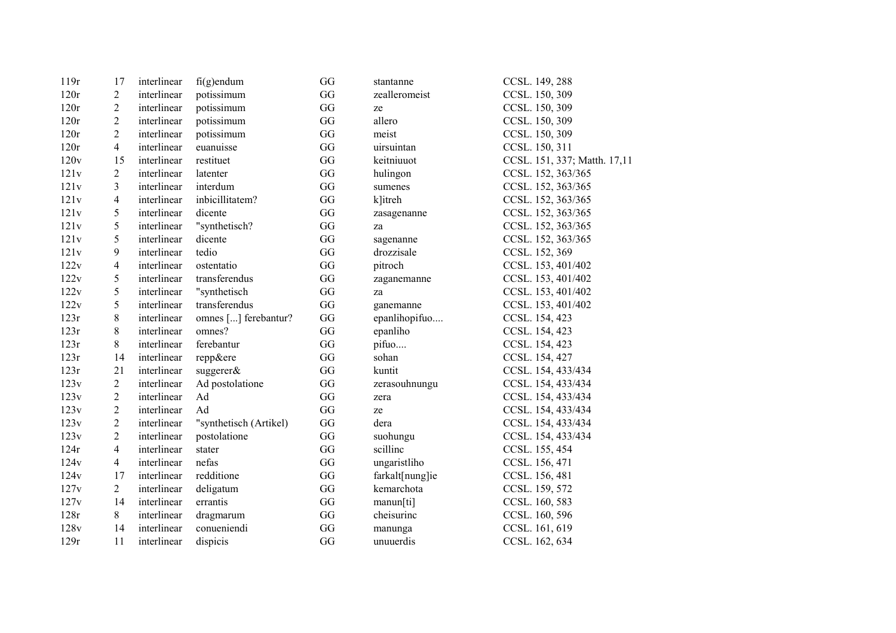| | | | | | | |
|---|---|---|---|---|---|---|
| 119r | 17 | interlinear | fi(g)endum | GG | stantanne | CCSL. 149, 288 |
| 120r | 2 | interlinear | potissimum | GG | zealleromeist | CCSL. 150, 309 |
| 120r | 2 | interlinear | potissimum | GG | ze | CCSL. 150, 309 |
| 120r | 2 | interlinear | potissimum | GG | allero | CCSL. 150, 309 |
| 120r | 2 | interlinear | potissimum | GG | meist | CCSL. 150, 309 |
| 120r | 4 | interlinear | euanuisse | GG | uirsuintan | CCSL. 150, 311 |
| 120v | 15 | interlinear | restituet | GG | keitniuuot | CCSL. 151, 337; Matth. 17,11 |
| 121v | 2 | interlinear | latenter | GG | hulingon | CCSL. 152, 363/365 |
| 121v | 3 | interlinear | interdum | GG | sumenes | CCSL. 152, 363/365 |
| 121v | 4 | interlinear | inbicillitatem? | GG | k]itreh | CCSL. 152, 363/365 |
| 121v | 5 | interlinear | dicente | GG | zasagenanne | CCSL. 152, 363/365 |
| 121v | 5 | interlinear | "synthetisch? | GG | za | CCSL. 152, 363/365 |
| 121v | 5 | interlinear | dicente | GG | sagenanne | CCSL. 152, 363/365 |
| 121v | 9 | interlinear | tedio | GG | drozzisale | CCSL. 152, 369 |
| 122v | 4 | interlinear | ostentatio | GG | pitroch | CCSL. 153, 401/402 |
| 122v | 5 | interlinear | transferendus | GG | zaganemanne | CCSL. 153, 401/402 |
| 122v | 5 | interlinear | "synthetisch | GG | za | CCSL. 153, 401/402 |
| 122v | 5 | interlinear | transferendus | GG | ganemanne | CCSL. 153, 401/402 |
| 123r | 8 | interlinear | omnes [...] ferebantur? | GG | epanlihopifuo.... | CCSL. 154, 423 |
| 123r | 8 | interlinear | omnes? | GG | epanliho | CCSL. 154, 423 |
| 123r | 8 | interlinear | ferebantur | GG | pifuo.... | CCSL. 154, 423 |
| 123r | 14 | interlinear | repp&ere | GG | sohan | CCSL. 154, 427 |
| 123r | 21 | interlinear | suggerer& | GG | kuntit | CCSL. 154, 433/434 |
| 123v | 2 | interlinear | Ad postolatione | GG | zerasouhnungu | CCSL. 154, 433/434 |
| 123v | 2 | interlinear | Ad | GG | zera | CCSL. 154, 433/434 |
| 123v | 2 | interlinear | Ad | GG | ze | CCSL. 154, 433/434 |
| 123v | 2 | interlinear | "synthetisch (Artikel) | GG | dera | CCSL. 154, 433/434 |
| 123v | 2 | interlinear | postolatione | GG | suohungu | CCSL. 154, 433/434 |
| 124r | 4 | interlinear | stater | GG | scillinc | CCSL. 155, 454 |
| 124v | 4 | interlinear | nefas | GG | ungaristliho | CCSL. 156, 471 |
| 124v | 17 | interlinear | redditione | GG | farkalt[nung]ie | CCSL. 156, 481 |
| 127v | 2 | interlinear | deligatum | GG | kemarchota | CCSL. 159, 572 |
| 127v | 14 | interlinear | errantis | GG | manun[ti] | CCSL. 160, 583 |
| 128r | 8 | interlinear | dragmarum | GG | cheisurinc | CCSL. 160, 596 |
| 128v | 14 | interlinear | conueniendi | GG | manunga | CCSL. 161, 619 |
| 129r | 11 | interlinear | dispicis | GG | unuuerdis | CCSL. 162, 634 |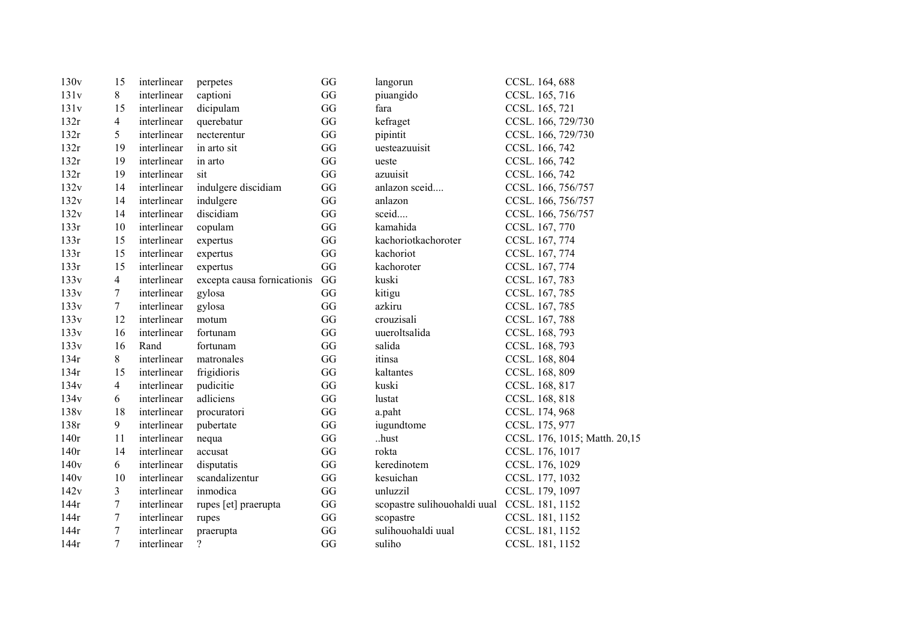| | | | | | | |
|---|---|---|---|---|---|---|
| 130v | 15 | interlinear | perpetes | GG | langorun | CCSL. 164, 688 |
| 131v | 8 | interlinear | captioni | GG | piuangido | CCSL. 165, 716 |
| 131v | 15 | interlinear | dicipulam | GG | fara | CCSL. 165, 721 |
| 132r | 4 | interlinear | querebatur | GG | kefraget | CCSL. 166, 729/730 |
| 132r | 5 | interlinear | necterentur | GG | pipintit | CCSL. 166, 729/730 |
| 132r | 19 | interlinear | in arto sit | GG | uesteazuuisit | CCSL. 166, 742 |
| 132r | 19 | interlinear | in arto | GG | ueste | CCSL. 166, 742 |
| 132r | 19 | interlinear | sit | GG | azuuisit | CCSL. 166, 742 |
| 132v | 14 | interlinear | indulgere discidiam | GG | anlazon sceid.... | CCSL. 166, 756/757 |
| 132v | 14 | interlinear | indulgere | GG | anlazon | CCSL. 166, 756/757 |
| 132v | 14 | interlinear | discidiam | GG | sceid.... | CCSL. 166, 756/757 |
| 133r | 10 | interlinear | copulam | GG | kamahida | CCSL. 167, 770 |
| 133r | 15 | interlinear | expertus | GG | kachoriotkachoroter | CCSL. 167, 774 |
| 133r | 15 | interlinear | expertus | GG | kachoriot | CCSL. 167, 774 |
| 133r | 15 | interlinear | expertus | GG | kachoroter | CCSL. 167, 774 |
| 133v | 4 | interlinear | excepta causa fornicationis | GG | kuski | CCSL. 167, 783 |
| 133v | 7 | interlinear | gylosa | GG | kitigu | CCSL. 167, 785 |
| 133v | 7 | interlinear | gylosa | GG | azkiru | CCSL. 167, 785 |
| 133v | 12 | interlinear | motum | GG | crouzisali | CCSL. 167, 788 |
| 133v | 16 | interlinear | fortunam | GG | uueroltsalida | CCSL. 168, 793 |
| 133v | 16 | Rand | fortunam | GG | salida | CCSL. 168, 793 |
| 134r | 8 | interlinear | matronales | GG | itinsa | CCSL. 168, 804 |
| 134r | 15 | interlinear | frigidioris | GG | kaltantes | CCSL. 168, 809 |
| 134v | 4 | interlinear | pudicitie | GG | kuski | CCSL. 168, 817 |
| 134v | 6 | interlinear | adliciens | GG | lustat | CCSL. 168, 818 |
| 138v | 18 | interlinear | procuratori | GG | a.paht | CCSL. 174, 968 |
| 138r | 9 | interlinear | pubertate | GG | iugundtome | CCSL. 175, 977 |
| 140r | 11 | interlinear | nequa | GG | ..hust | CCSL. 176, 1015; Matth. 20,15 |
| 140r | 14 | interlinear | accusat | GG | rokta | CCSL. 176, 1017 |
| 140v | 6 | interlinear | disputatis | GG | keredinotem | CCSL. 176, 1029 |
| 140v | 10 | interlinear | scandalizentur | GG | kesuichan | CCSL. 177, 1032 |
| 142v | 3 | interlinear | inmodica | GG | unluzzil | CCSL. 179, 1097 |
| 144r | 7 | interlinear | rupes [et] praerupta | GG | scopastre sulihouohaldi uual | CCSL. 181, 1152 |
| 144r | 7 | interlinear | rupes | GG | scopastre | CCSL. 181, 1152 |
| 144r | 7 | interlinear | praerupta | GG | sulihouohaldi uual | CCSL. 181, 1152 |
| 144r | 7 | interlinear | ? | GG | suliho | CCSL. 181, 1152 |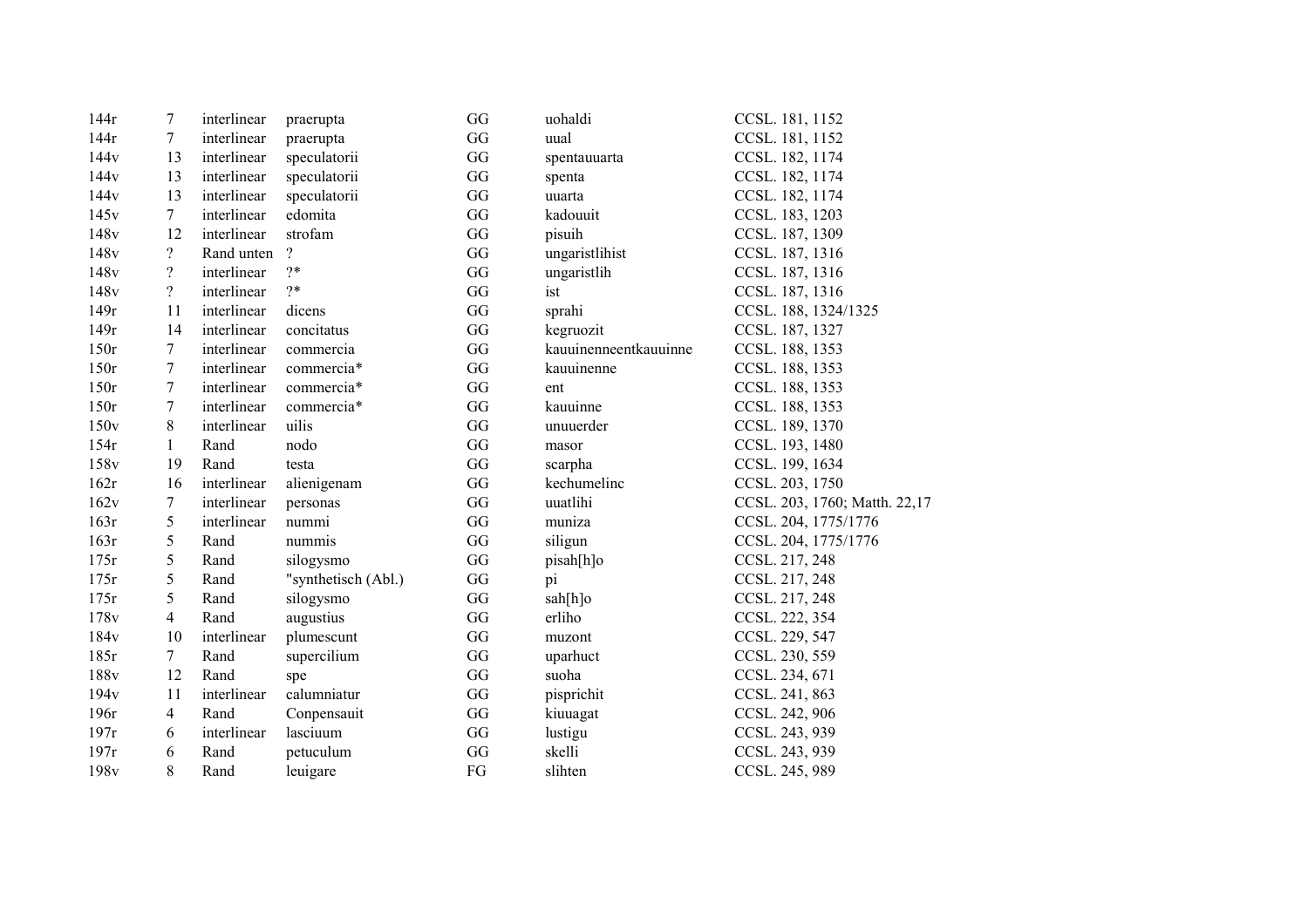| | | | | | | |
|---|---|---|---|---|---|---|
| 144r | 7 | interlinear | praerupta | GG | uohaldi | CCSL. 181, 1152 |
| 144r | 7 | interlinear | praerupta | GG | uual | CCSL. 181, 1152 |
| 144v | 13 | interlinear | speculatorii | GG | spentauuarta | CCSL. 182, 1174 |
| 144v | 13 | interlinear | speculatorii | GG | spenta | CCSL. 182, 1174 |
| 144v | 13 | interlinear | speculatorii | GG | uuarta | CCSL. 182, 1174 |
| 145v | 7 | interlinear | edomita | GG | kadouuit | CCSL. 183, 1203 |
| 148v | 12 | interlinear | strofam | GG | pisuih | CCSL. 187, 1309 |
| 148v | ? | Rand unten | ? | GG | ungaristlihist | CCSL. 187, 1316 |
| 148v | ? | interlinear | ?* | GG | ungaristlih | CCSL. 187, 1316 |
| 148v | ? | interlinear | ?* | GG | ist | CCSL. 187, 1316 |
| 149r | 11 | interlinear | dicens | GG | sprahi | CCSL. 188, 1324/1325 |
| 149r | 14 | interlinear | concitatus | GG | kegruozit | CCSL. 187, 1327 |
| 150r | 7 | interlinear | commercia | GG | kauuinenneentkauuinne | CCSL. 188, 1353 |
| 150r | 7 | interlinear | commercia* | GG | kauuinenne | CCSL. 188, 1353 |
| 150r | 7 | interlinear | commercia* | GG | ent | CCSL. 188, 1353 |
| 150r | 7 | interlinear | commercia* | GG | kauuinne | CCSL. 188, 1353 |
| 150v | 8 | interlinear | uilis | GG | unuuerder | CCSL. 189, 1370 |
| 154r | 1 | Rand | nodo | GG | masor | CCSL. 193, 1480 |
| 158v | 19 | Rand | testa | GG | scarpha | CCSL. 199, 1634 |
| 162r | 16 | interlinear | alienigenam | GG | kechumelinc | CCSL. 203, 1750 |
| 162v | 7 | interlinear | personas | GG | uuatlihi | CCSL. 203, 1760; Matth. 22,17 |
| 163r | 5 | interlinear | nummi | GG | muniza | CCSL. 204, 1775/1776 |
| 163r | 5 | Rand | nummis | GG | siligun | CCSL. 204, 1775/1776 |
| 175r | 5 | Rand | silogysmo | GG | pisah[h]o | CCSL. 217, 248 |
| 175r | 5 | Rand | "synthetisch (Abl.) | GG | pi | CCSL. 217, 248 |
| 175r | 5 | Rand | silogysmo | GG | sah[h]o | CCSL. 217, 248 |
| 178v | 4 | Rand | augustius | GG | erliho | CCSL. 222, 354 |
| 184v | 10 | interlinear | plumescunt | GG | muzont | CCSL. 229, 547 |
| 185r | 7 | Rand | supercilium | GG | uparhuct | CCSL. 230, 559 |
| 188v | 12 | Rand | spe | GG | suoha | CCSL. 234, 671 |
| 194v | 11 | interlinear | calumniatur | GG | pisprichit | CCSL. 241, 863 |
| 196r | 4 | Rand | Conpensauit | GG | kiuuagat | CCSL. 242, 906 |
| 197r | 6 | interlinear | lasciuum | GG | lustigu | CCSL. 243, 939 |
| 197r | 6 | Rand | petuculum | GG | skelli | CCSL. 243, 939 |
| 198v | 8 | Rand | leuigare | FG | slihten | CCSL. 245, 989 |